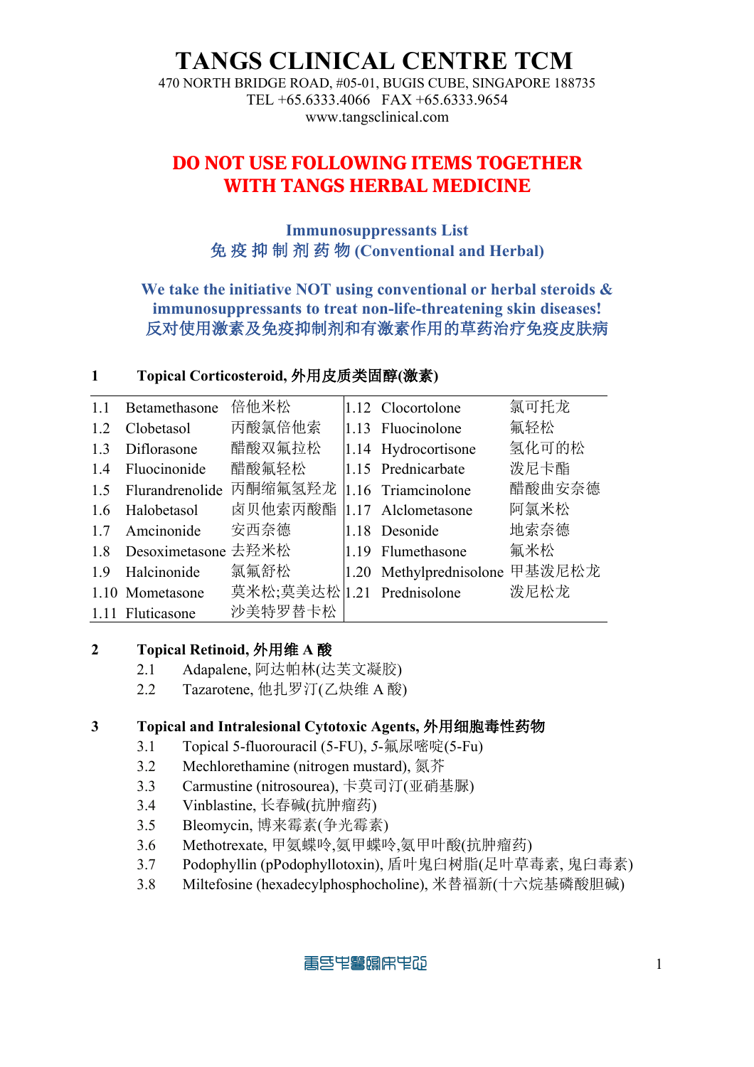# TANGS CLINICAL CENTRE TCM

470 NORTH BRIDGE ROAD, #05-01, BUGIS CUBE, SINGAPORE 188735
TEL +65.6333.4066   FAX +65.6333.9654
www.tangsclinical.com

## DO NOT USE FOLLOWING ITEMS TOGETHER WITH TANGS HERBAL MEDICINE

### Immunosuppressants List
### 免 疫 抑 制 剂 药 物 (Conventional and Herbal)

**We take the initiative NOT using conventional or herbal steroids & immunosuppressants to treat non-life-threatening skin diseases!**
**反对使用激素及免疫抑制剂和有激素作用的草药治疗免疫皮肤病**

**1　Topical Corticosteroid, 外用皮质类固醇(激素)**

| | | | | | |
|---|---|---|---|---|---|
| 1.1 | Betamethasone | 倍他米松 | 1.12 | Clocortolone | 氯可托龙 |
| 1.2 | Clobetasol | 丙酸氯倍他索 | 1.13 | Fluocinolone | 氟轻松 |
| 1.3 | Diflorasone | 醋酸双氟拉松 | 1.14 | Hydrocortisone | 氢化可的松 |
| 1.4 | Fluocinonide | 醋酸氟轻松 | 1.15 | Prednicarbate | 泼尼卡酯 |
| 1.5 | Flurandrenolide | 丙酮缩氟氢羟龙 | 1.16 | Triamcinolone | 醋酸曲安奈德 |
| 1.6 | Halobetasol | 卤贝他索丙酸酯 | 1.17 | Alclometasone | 阿氯米松 |
| 1.7 | Amcinonide | 安西奈德 | 1.18 | Desonide | 地索奈德 |
| 1.8 | Desoximetasone | 去羟米松 | 1.19 | Flumethasone | 氟米松 |
| 1.9 | Halcinonide | 氯氟舒松 | 1.20 | Methylprednisolone | 甲基泼尼松龙 |
| 1.10 | Mometasone | 莫米松;莫美达松 | 1.21 | Prednisolone | 泼尼松龙 |
| 1.11 | Fluticasone | 沙美特罗替卡松 | | | |

**2　Topical Retinoid, 外用维 A 酸**

2.1　Adapalene, 阿达帕林(达芙文凝胶)
2.2　Tazarotene, 他扎罗汀(乙炔维 A 酸)

**3　Topical and Intralesional Cytotoxic Agents, 外用细胞毒性药物**

3.1　Topical 5-fluorouracil (5-FU), 5-氟尿嘧啶(5-Fu)
3.2　Mechlorethamine (nitrogen mustard), 氮芥
3.3　Carmustine (nitrosourea), 卡莫司汀(亚硝基脲)
3.4　Vinblastine, 长春碱(抗肿瘤药)
3.5　Bleomycin, 博来霉素(争光霉素)
3.6　Methotrexate, 甲氨蝶呤,氨甲蝶呤,氨甲叶酸(抗肿瘤药)
3.7　Podophyllin (pPodophyllotoxin), 盾叶鬼臼树脂(足叶草毒素, 鬼臼毒素)
3.8　Miltefosine (hexadecylphosphocholine), 米替福新(十六烷基磷酸胆碱)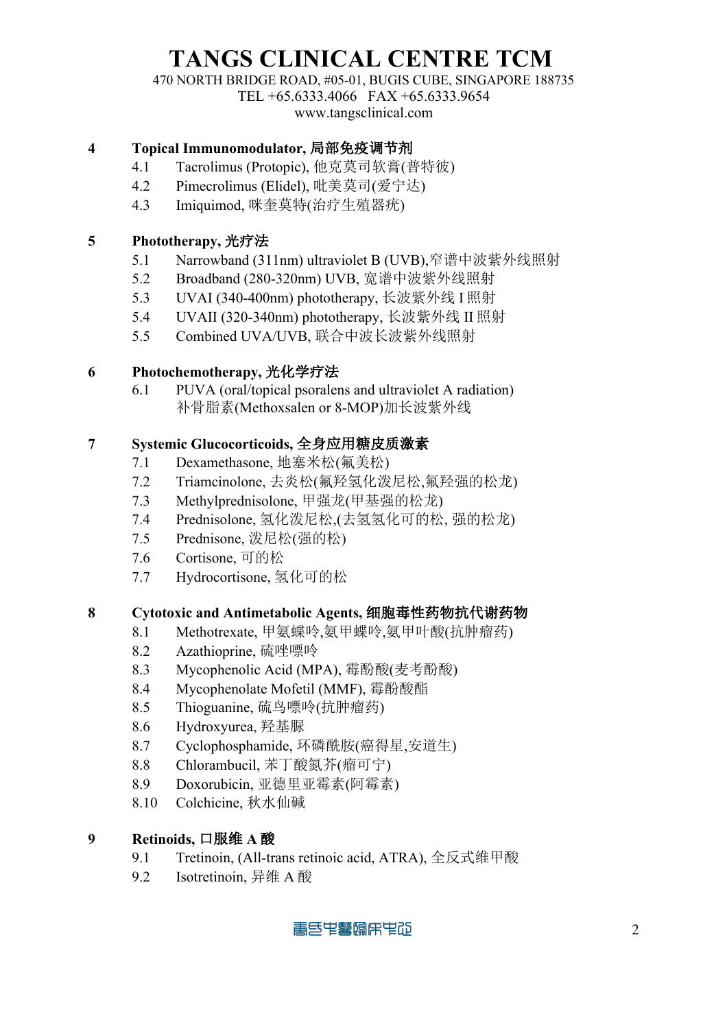# TANGS CLINICAL CENTRE TCM

470 NORTH BRIDGE ROAD, #05-01, BUGIS CUBE, SINGAPORE 188735
TEL +65.6333.4066 FAX +65.6333.9654
www.tangsclinical.com

**4 Topical Immunomodulator, 局部免疫调节剂**

- 4.1 Tacrolimus (Protopic), 他克莫司软膏(普特彼)
- 4.2 Pimecrolimus (Elidel), 吡美莫司(爱宁达)
- 4.3 Imiquimod, 咪奎莫特(治疗生殖器疣)

**5 Phototherapy, 光疗法**

- 5.1 Narrowband (311nm) ultraviolet B (UVB),窄谱中波紫外线照射
- 5.2 Broadband (280-320nm) UVB, 宽谱中波紫外线照射
- 5.3 UVAI (340-400nm) phototherapy, 长波紫外线 I 照射
- 5.4 UVAII (320-340nm) phototherapy, 长波紫外线 II 照射
- 5.5 Combined UVA/UVB, 联合中波长波紫外线照射

**6 Photochemotherapy, 光化学疗法**

- 6.1 PUVA (oral/topical psoralens and ultraviolet A radiation) 补骨脂素(Methoxsalen or 8-MOP)加长波紫外线

**7 Systemic Glucocorticoids, 全身应用糖皮质激素**

- 7.1 Dexamethasone, 地塞米松(氟美松)
- 7.2 Triamcinolone, 去炎松(氟羟氢化泼尼松,氟羟强的松龙)
- 7.3 Methylprednisolone, 甲强龙(甲基强的松龙)
- 7.4 Prednisolone, 氢化泼尼松,(去氢氢化可的松, 强的松龙)
- 7.5 Prednisone, 泼尼松(强的松)
- 7.6 Cortisone, 可的松
- 7.7 Hydrocortisone, 氢化可的松

**8 Cytotoxic and Antimetabolic Agents, 细胞毒性药物抗代谢药物**

- 8.1 Methotrexate, 甲氨蝶呤,氨甲蝶呤,氨甲叶酸(抗肿瘤药)
- 8.2 Azathioprine, 硫唑嘌呤
- 8.3 Mycophenolic Acid (MPA), 霉酚酸(麦考酚酸)
- 8.4 Mycophenolate Mofetil (MMF), 霉酚酸酯
- 8.5 Thioguanine, 硫鸟嘌呤(抗肿瘤药)
- 8.6 Hydroxyurea, 羟基脲
- 8.7 Cyclophosphamide, 环磷酰胺(癌得星,安道生)
- 8.8 Chlorambucil, 苯丁酸氮芥(瘤可宁)
- 8.9 Doxorubicin, 亚德里亚霉素(阿霉素)
- 8.10 Colchicine, 秋水仙碱

**9 Retinoids, 口服维 A 酸**

- 9.1 Tretinoin, (All-trans retinoic acid, ATRA), 全反式维甲酸
- 9.2 Isotretinoin, 异维 A 酸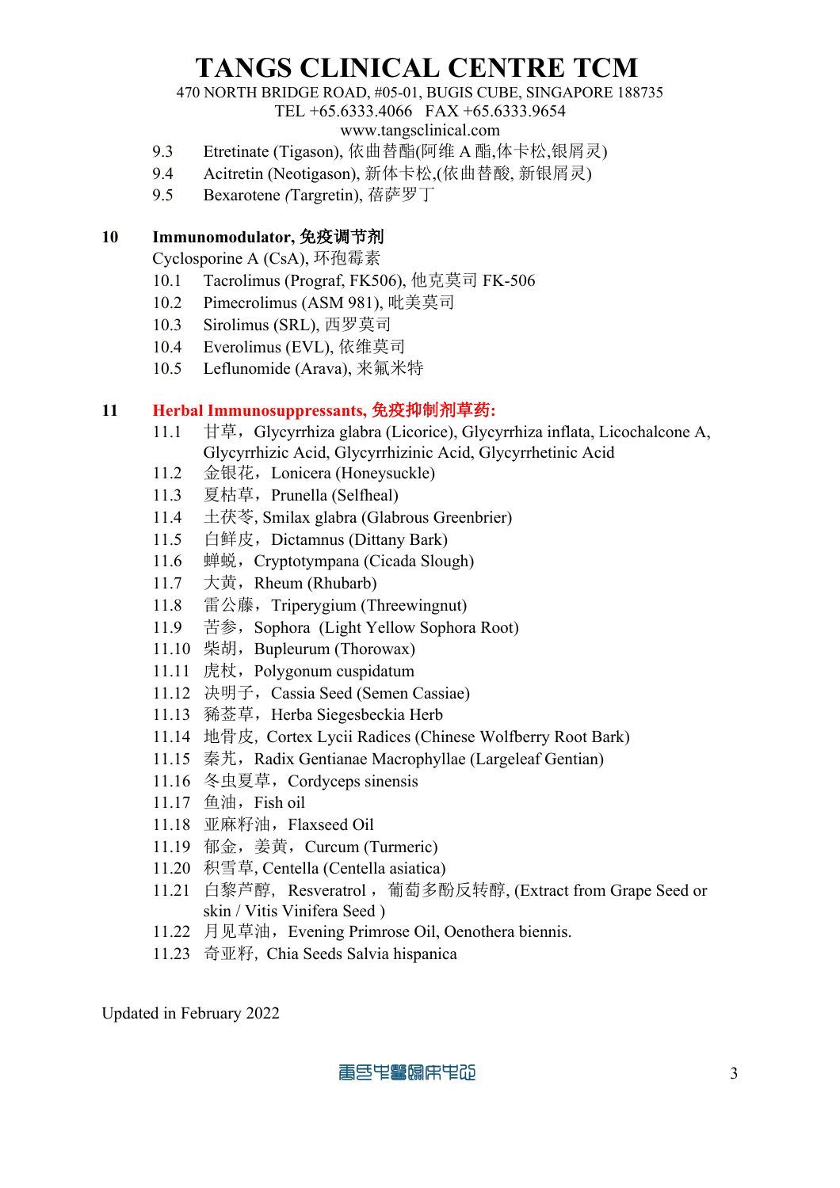9.3 Etretinate (Tigason), 依曲替酯(阿维 A 酯,体卡松,银屑灵)

9.4 Acitretin (Neotigason), 新体卡松,(依曲替酸, 新银屑灵)

9.5 Bexarotene (Targretin), 蓓萨罗丁

**10 Immunomodulator, 免疫调节剂**

Cyclosporine A (CsA), 环孢霉素

10.1 Tacrolimus (Prograf, FK506), 他克莫司 FK-506

10.2 Pimecrolimus (ASM 981), 吡美莫司

10.3 Sirolimus (SRL), 西罗莫司

10.4 Everolimus (EVL), 依维莫司

10.5 Leflunomide (Arava), 来氟米特

**11 Herbal Immunosuppressants, 免疫抑制剂草药:**

11.1 甘草，Glycyrrhiza glabra (Licorice), Glycyrrhiza inflata, Licochalcone A, Glycyrrhizic Acid, Glycyrrhizinic Acid, Glycyrrhetinic Acid

11.2 金银花，Lonicera (Honeysuckle)

11.3 夏枯草，Prunella (Selfheal)

11.4 土茯苓, Smilax glabra (Glabrous Greenbrier)

11.5 白鲜皮，Dictamnus (Dittany Bark)

11.6 蝉蜕，Cryptotympana (Cicada Slough)

11.7 大黄，Rheum (Rhubarb)

11.8 雷公藤，Tripterygium (Threewingnut)

11.9 苦参，Sophora (Light Yellow Sophora Root)

11.10 柴胡，Bupleurum (Thorowax)

11.11 虎杖，Polygonum cuspidatum

11.12 决明子，Cassia Seed (Semen Cassiae)

11.13 豨莶草，Herba Siegesbeckia Herb

11.14 地骨皮, Cortex Lycii Radices (Chinese Wolfberry Root Bark)

11.15 秦艽，Radix Gentianae Macrophyllae (Largeleaf Gentian)

11.16 冬虫夏草，Cordyceps sinensis

11.17 鱼油，Fish oil

11.18 亚麻籽油，Flaxseed Oil

11.19 郁金，姜黄，Curcum (Turmeric)

11.20 积雪草, Centella (Centella asiatica)

11.21 白黎芦醇, Resveratrol，葡萄多酚反转醇, (Extract from Grape Seed or skin / Vitis Vinifera Seed )

11.22 月见草油，Evening Primrose Oil, Oenothera biennis.

11.23 奇亚籽, Chia Seeds Salvia hispanica

Updated in February 2022